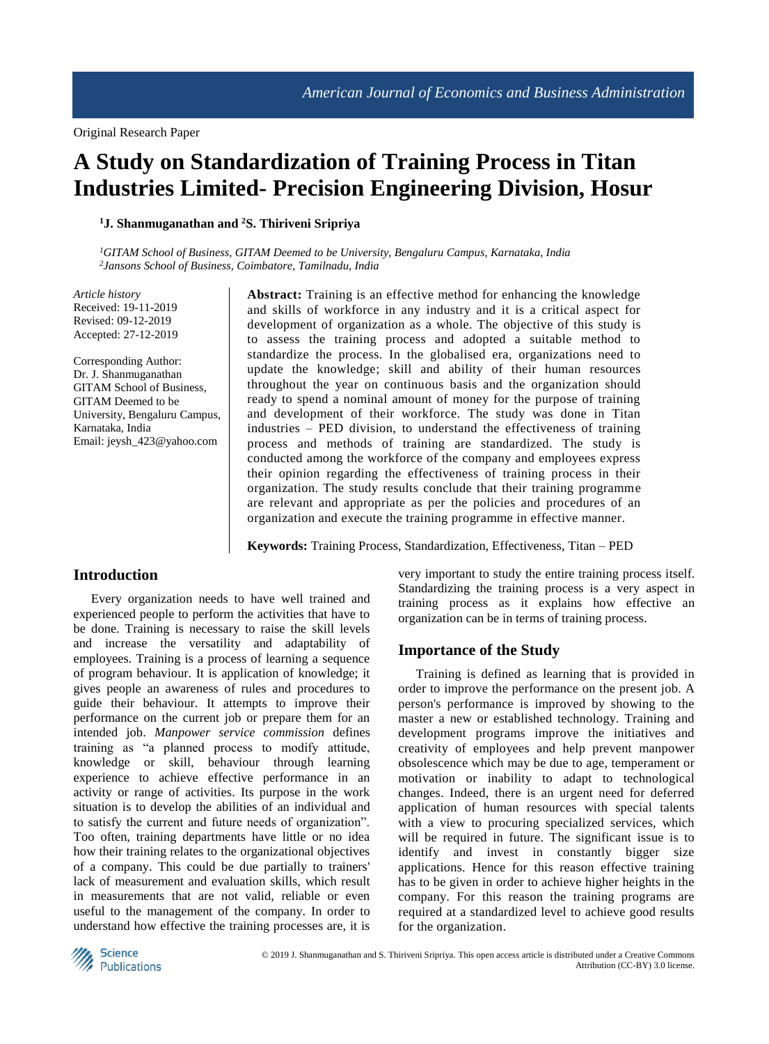Original Research Paper

# A Study on Standardization of Training Process in Titan Industries Limited- Precision Engineering Division, Hosur

[1]J. Shanmuganathan and [2]S. Thiriveni Sripriya

*[1]GITAM School of Business, GITAM Deemed to be University, Bengaluru Campus, Karnataka, India*
*[2]Jansons School of Business, Coimbatore, Tamilnadu, India*

*Article history*
Received: 19-11-2019
Revised: 09-12-2019
Accepted: 27-12-2019

Corresponding Author:
Dr. J. Shanmuganathan
GITAM School of Business, GITAM Deemed to be University, Bengaluru Campus, Karnataka, India
Email: jeysh_423@yahoo.com

**Abstract:** Training is an effective method for enhancing the knowledge and skills of workforce in any industry and it is a critical aspect for development of organization as a whole. The objective of this study is to assess the training process and adopted a suitable method to standardize the process. In the globalised era, organizations need to update the knowledge; skill and ability of their human resources throughout the year on continuous basis and the organization should ready to spend a nominal amount of money for the purpose of training and development of their workforce. The study was done in Titan industries – PED division, to understand the effectiveness of training process and methods of training are standardized. The study is conducted among the workforce of the company and employees express their opinion regarding the effectiveness of training process in their organization. The study results conclude that their training programme are relevant and appropriate as per the policies and procedures of an organization and execute the training programme in effective manner.

**Keywords:** Training Process, Standardization, Effectiveness, Titan – PED

## Introduction

Every organization needs to have well trained and experienced people to perform the activities that have to be done. Training is necessary to raise the skill levels and increase the versatility and adaptability of employees. Training is a process of learning a sequence of program behaviour. It is application of knowledge; it gives people an awareness of rules and procedures to guide their behaviour. It attempts to improve their performance on the current job or prepare them for an intended job. *Manpower service commission* defines training as "a planned process to modify attitude, knowledge or skill, behaviour through learning experience to achieve effective performance in an activity or range of activities. Its purpose in the work situation is to develop the abilities of an individual and to satisfy the current and future needs of organization". Too often, training departments have little or no idea how their training relates to the organizational objectives of a company. This could be due partially to trainers' lack of measurement and evaluation skills, which result in measurements that are not valid, reliable or even useful to the management of the company. In order to understand how effective the training processes are, it is very important to study the entire training process itself. Standardizing the training process is a very aspect in training process as it explains how effective an organization can be in terms of training process.

## Importance of the Study

Training is defined as learning that is provided in order to improve the performance on the present job. A person's performance is improved by showing to the master a new or established technology. Training and development programs improve the initiatives and creativity of employees and help prevent manpower obsolescence which may be due to age, temperament or motivation or inability to adapt to technological changes. Indeed, there is an urgent need for deferred application of human resources with special talents with a view to procuring specialized services, which will be required in future. The significant issue is to identify and invest in constantly bigger size applications. Hence for this reason effective training has to be given in order to achieve higher heights in the company. For this reason the training programs are required at a standardized level to achieve good results for the organization.

© 2019 J. Shanmuganathan and S. Thiriveni Sripriya. This open access article is distributed under a Creative Commons Attribution (CC-BY) 3.0 license.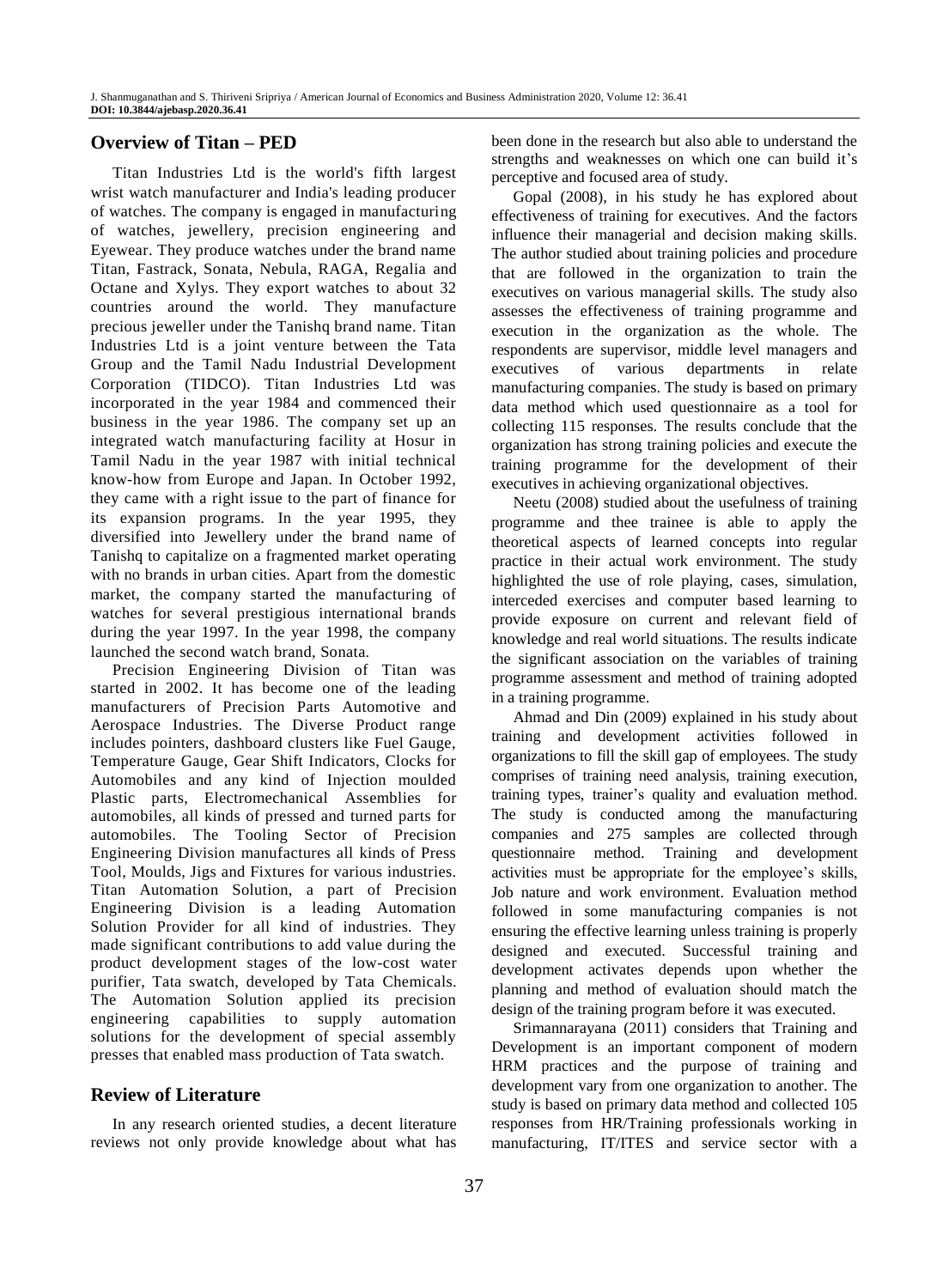## Overview of Titan – PED

Titan Industries Ltd is the world's fifth largest wrist watch manufacturer and India's leading producer of watches. The company is engaged in manufacturing of watches, jewellery, precision engineering and Eyewear. They produce watches under the brand name Titan, Fastrack, Sonata, Nebula, RAGA, Regalia and Octane and Xylys. They export watches to about 32 countries around the world. They manufacture precious jeweller under the Tanishq brand name. Titan Industries Ltd is a joint venture between the Tata Group and the Tamil Nadu Industrial Development Corporation (TIDCO). Titan Industries Ltd was incorporated in the year 1984 and commenced their business in the year 1986. The company set up an integrated watch manufacturing facility at Hosur in Tamil Nadu in the year 1987 with initial technical know-how from Europe and Japan. In October 1992, they came with a right issue to the part of finance for its expansion programs. In the year 1995, they diversified into Jewellery under the brand name of Tanishq to capitalize on a fragmented market operating with no brands in urban cities. Apart from the domestic market, the company started the manufacturing of watches for several prestigious international brands during the year 1997. In the year 1998, the company launched the second watch brand, Sonata.

Precision Engineering Division of Titan was started in 2002. It has become one of the leading manufacturers of Precision Parts Automotive and Aerospace Industries. The Diverse Product range includes pointers, dashboard clusters like Fuel Gauge, Temperature Gauge, Gear Shift Indicators, Clocks for Automobiles and any kind of Injection moulded Plastic parts, Electromechanical Assemblies for automobiles, all kinds of pressed and turned parts for automobiles. The Tooling Sector of Precision Engineering Division manufactures all kinds of Press Tool, Moulds, Jigs and Fixtures for various industries. Titan Automation Solution, a part of Precision Engineering Division is a leading Automation Solution Provider for all kind of industries. They made significant contributions to add value during the product development stages of the low-cost water purifier, Tata swatch, developed by Tata Chemicals. The Automation Solution applied its precision engineering capabilities to supply automation solutions for the development of special assembly presses that enabled mass production of Tata swatch.

## Review of Literature

In any research oriented studies, a decent literature reviews not only provide knowledge about what has been done in the research but also able to understand the strengths and weaknesses on which one can build it's perceptive and focused area of study.

Gopal (2008), in his study he has explored about effectiveness of training for executives. And the factors influence their managerial and decision making skills. The author studied about training policies and procedure that are followed in the organization to train the executives on various managerial skills. The study also assesses the effectiveness of training programme and execution in the organization as the whole. The respondents are supervisor, middle level managers and executives of various departments in relate manufacturing companies. The study is based on primary data method which used questionnaire as a tool for collecting 115 responses. The results conclude that the organization has strong training policies and execute the training programme for the development of their executives in achieving organizational objectives.

Neetu (2008) studied about the usefulness of training programme and thee trainee is able to apply the theoretical aspects of learned concepts into regular practice in their actual work environment. The study highlighted the use of role playing, cases, simulation, interceded exercises and computer based learning to provide exposure on current and relevant field of knowledge and real world situations. The results indicate the significant association on the variables of training programme assessment and method of training adopted in a training programme.

Ahmad and Din (2009) explained in his study about training and development activities followed in organizations to fill the skill gap of employees. The study comprises of training need analysis, training execution, training types, trainer's quality and evaluation method. The study is conducted among the manufacturing companies and 275 samples are collected through questionnaire method. Training and development activities must be appropriate for the employee's skills, Job nature and work environment. Evaluation method followed in some manufacturing companies is not ensuring the effective learning unless training is properly designed and executed. Successful training and development activates depends upon whether the planning and method of evaluation should match the design of the training program before it was executed.

Srimannarayana (2011) considers that Training and Development is an important component of modern HRM practices and the purpose of training and development vary from one organization to another. The study is based on primary data method and collected 105 responses from HR/Training professionals working in manufacturing, IT/ITES and service sector with a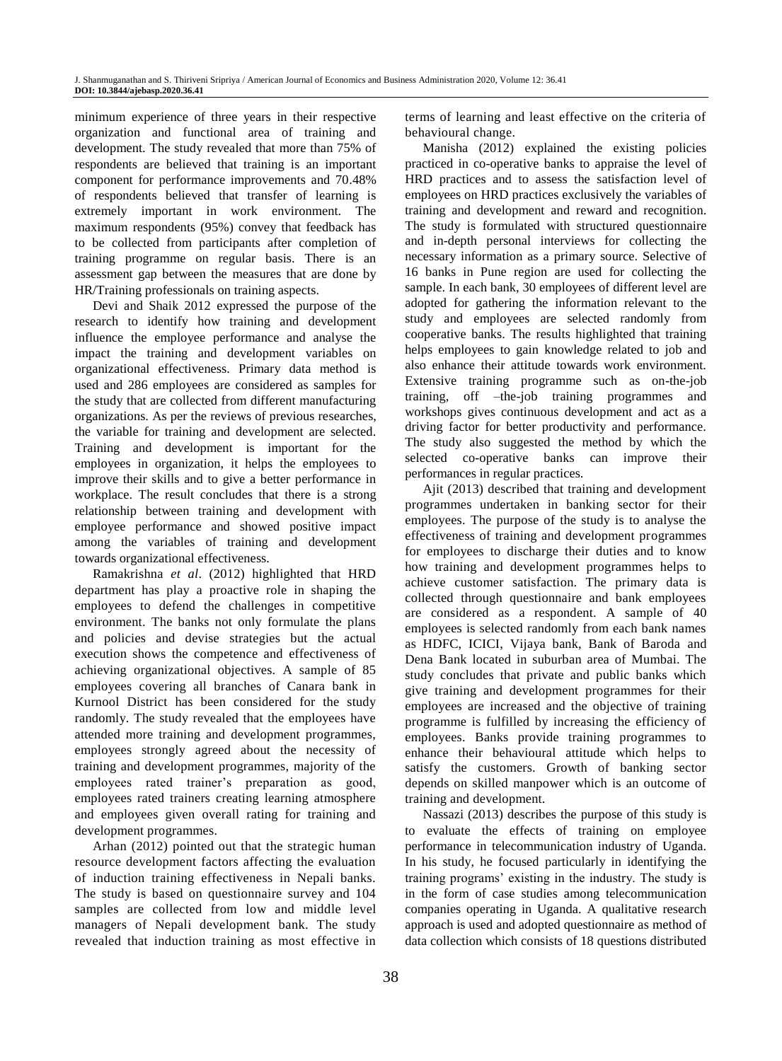minimum experience of three years in their respective organization and functional area of training and development. The study revealed that more than 75% of respondents are believed that training is an important component for performance improvements and 70.48% of respondents believed that transfer of learning is extremely important in work environment. The maximum respondents (95%) convey that feedback has to be collected from participants after completion of training programme on regular basis. There is an assessment gap between the measures that are done by HR/Training professionals on training aspects.

Devi and Shaik 2012 expressed the purpose of the research to identify how training and development influence the employee performance and analyse the impact the training and development variables on organizational effectiveness. Primary data method is used and 286 employees are considered as samples for the study that are collected from different manufacturing organizations. As per the reviews of previous researches, the variable for training and development are selected. Training and development is important for the employees in organization, it helps the employees to improve their skills and to give a better performance in workplace. The result concludes that there is a strong relationship between training and development with employee performance and showed positive impact among the variables of training and development towards organizational effectiveness.

Ramakrishna *et al*. (2012) highlighted that HRD department has play a proactive role in shaping the employees to defend the challenges in competitive environment. The banks not only formulate the plans and policies and devise strategies but the actual execution shows the competence and effectiveness of achieving organizational objectives. A sample of 85 employees covering all branches of Canara bank in Kurnool District has been considered for the study randomly. The study revealed that the employees have attended more training and development programmes, employees strongly agreed about the necessity of training and development programmes, majority of the employees rated trainer's preparation as good, employees rated trainers creating learning atmosphere and employees given overall rating for training and development programmes.

Arhan (2012) pointed out that the strategic human resource development factors affecting the evaluation of induction training effectiveness in Nepali banks. The study is based on questionnaire survey and 104 samples are collected from low and middle level managers of Nepali development bank. The study revealed that induction training as most effective in terms of learning and least effective on the criteria of behavioural change.

Manisha (2012) explained the existing policies practiced in co-operative banks to appraise the level of HRD practices and to assess the satisfaction level of employees on HRD practices exclusively the variables of training and development and reward and recognition. The study is formulated with structured questionnaire and in-depth personal interviews for collecting the necessary information as a primary source. Selective of 16 banks in Pune region are used for collecting the sample. In each bank, 30 employees of different level are adopted for gathering the information relevant to the study and employees are selected randomly from cooperative banks. The results highlighted that training helps employees to gain knowledge related to job and also enhance their attitude towards work environment. Extensive training programme such as on-the-job training, off –the-job training programmes and workshops gives continuous development and act as a driving factor for better productivity and performance. The study also suggested the method by which the selected co-operative banks can improve their performances in regular practices.

Ajit (2013) described that training and development programmes undertaken in banking sector for their employees. The purpose of the study is to analyse the effectiveness of training and development programmes for employees to discharge their duties and to know how training and development programmes helps to achieve customer satisfaction. The primary data is collected through questionnaire and bank employees are considered as a respondent. A sample of 40 employees is selected randomly from each bank names as HDFC, ICICI, Vijaya bank, Bank of Baroda and Dena Bank located in suburban area of Mumbai. The study concludes that private and public banks which give training and development programmes for their employees are increased and the objective of training programme is fulfilled by increasing the efficiency of employees. Banks provide training programmes to enhance their behavioural attitude which helps to satisfy the customers. Growth of banking sector depends on skilled manpower which is an outcome of training and development.

Nassazi (2013) describes the purpose of this study is to evaluate the effects of training on employee performance in telecommunication industry of Uganda. In his study, he focused particularly in identifying the training programs' existing in the industry. The study is in the form of case studies among telecommunication companies operating in Uganda. A qualitative research approach is used and adopted questionnaire as method of data collection which consists of 18 questions distributed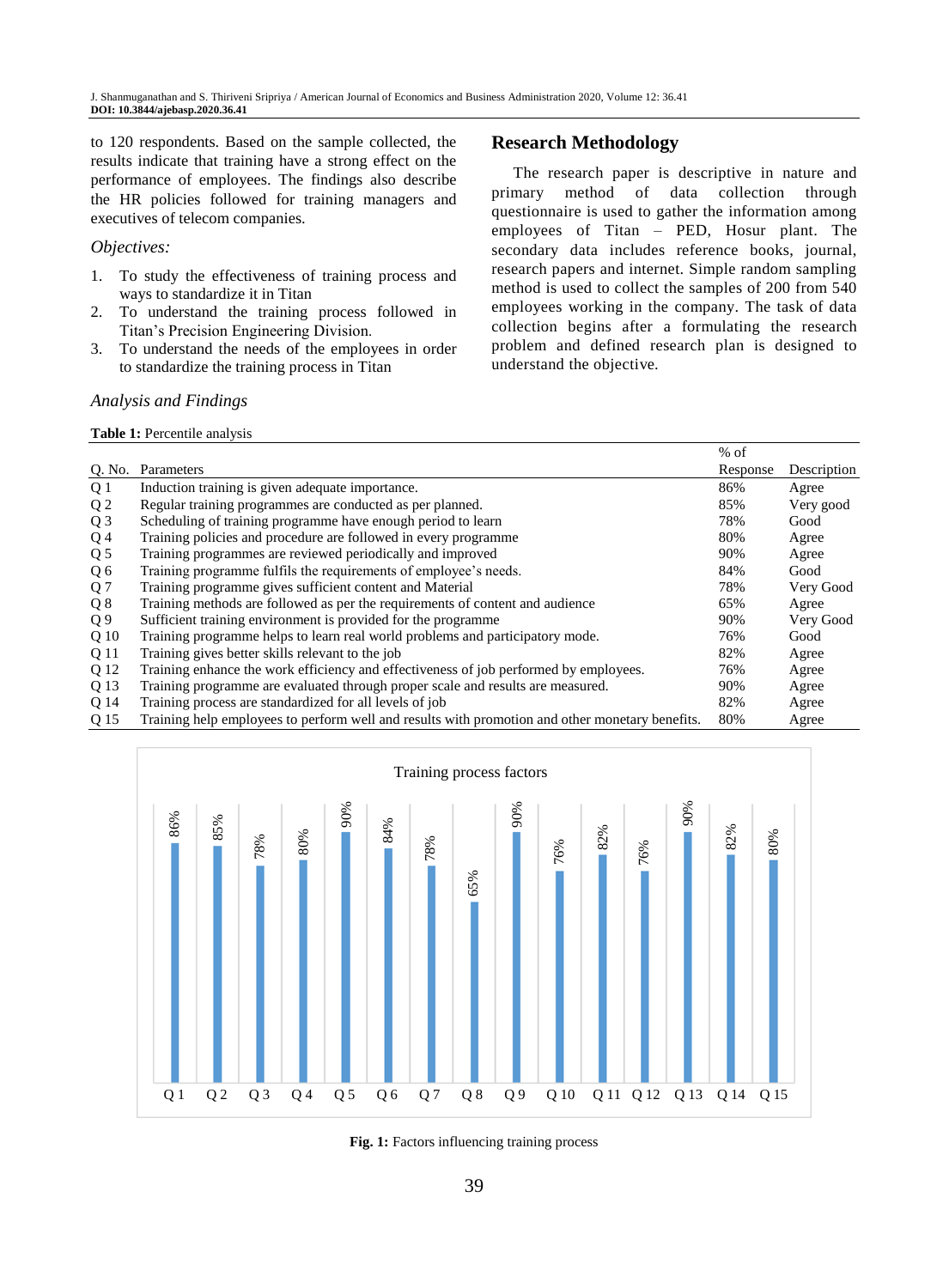to 120 respondents. Based on the sample collected, the results indicate that training have a strong effect on the performance of employees. The findings also describe the HR policies followed for training managers and executives of telecom companies.

*Objectives:*

1. To study the effectiveness of training process and ways to standardize it in Titan
2. To understand the training process followed in Titan's Precision Engineering Division.
3. To understand the needs of the employees in order to standardize the training process in Titan

## Research Methodology

The research paper is descriptive in nature and primary method of data collection through questionnaire is used to gather the information among employees of Titan – PED, Hosur plant. The secondary data includes reference books, journal, research papers and internet. Simple random sampling method is used to collect the samples of 200 from 540 employees working in the company. The task of data collection begins after a formulating the research problem and defined research plan is designed to understand the objective.

*Analysis and Findings*

**Table 1:** Percentile analysis

| Q. No. | Parameters | % of Response | Description |
|---|---|---|---|
| Q 1 | Induction training is given adequate importance. | 86% | Agree |
| Q 2 | Regular training programmes are conducted as per planned. | 85% | Very good |
| Q 3 | Scheduling of training programme have enough period to learn | 78% | Good |
| Q 4 | Training policies and procedure are followed in every programme | 80% | Agree |
| Q 5 | Training programmes are reviewed periodically and improved | 90% | Agree |
| Q 6 | Training programme fulfils the requirements of employee's needs. | 84% | Good |
| Q 7 | Training programme gives sufficient content and Material | 78% | Very Good |
| Q 8 | Training methods are followed as per the requirements of content and audience | 65% | Agree |
| Q 9 | Sufficient training environment is provided for the programme | 90% | Very Good |
| Q 10 | Training programme helps to learn real world problems and participatory mode. | 76% | Good |
| Q 11 | Training gives better skills relevant to the job | 82% | Agree |
| Q 12 | Training enhance the work efficiency and effectiveness of job performed by employees. | 76% | Agree |
| Q 13 | Training programme are evaluated through proper scale and results are measured. | 90% | Agree |
| Q 14 | Training process are standardized for all levels of job | 82% | Agree |
| Q 15 | Training help employees to perform well and results with promotion and other monetary benefits. | 80% | Agree |

Training process factors

| Q 1 | Q 2 | Q 3 | Q 4 | Q 5 | Q 6 | Q 7 | Q 8 | Q 9 | Q 10 | Q 11 | Q 12 | Q 13 | Q 14 | Q 15 |
|---|---|---|---|---|---|---|---|---|---|---|---|---|---|---|
| 86% | 85% | 78% | 80% | 90% | 84% | 78% | 65% | 90% | 76% | 82% | 76% | 90% | 82% | 80% |

**Fig. 1:** Factors influencing training process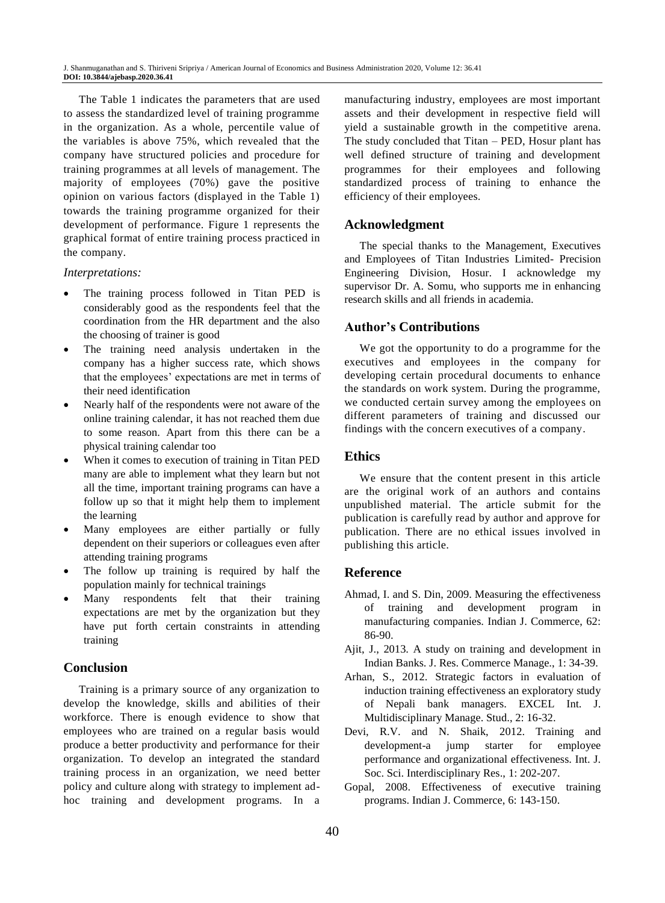The Table 1 indicates the parameters that are used to assess the standardized level of training programme in the organization. As a whole, percentile value of the variables is above 75%, which revealed that the company have structured policies and procedure for training programmes at all levels of management. The majority of employees (70%) gave the positive opinion on various factors (displayed in the Table 1) towards the training programme organized for their development of performance. Figure 1 represents the graphical format of entire training process practiced in the company.

*Interpretations:*

- The training process followed in Titan PED is considerably good as the respondents feel that the coordination from the HR department and the also the choosing of trainer is good
- The training need analysis undertaken in the company has a higher success rate, which shows that the employees' expectations are met in terms of their need identification
- Nearly half of the respondents were not aware of the online training calendar, it has not reached them due to some reason. Apart from this there can be a physical training calendar too
- When it comes to execution of training in Titan PED many are able to implement what they learn but not all the time, important training programs can have a follow up so that it might help them to implement the learning
- Many employees are either partially or fully dependent on their superiors or colleagues even after attending training programs
- The follow up training is required by half the population mainly for technical trainings
- Many respondents felt that their training expectations are met by the organization but they have put forth certain constraints in attending training

## Conclusion

Training is a primary source of any organization to develop the knowledge, skills and abilities of their workforce. There is enough evidence to show that employees who are trained on a regular basis would produce a better productivity and performance for their organization. To develop an integrated the standard training process in an organization, we need better policy and culture along with strategy to implement ad-hoc training and development programs. In a manufacturing industry, employees are most important assets and their development in respective field will yield a sustainable growth in the competitive arena. The study concluded that Titan – PED, Hosur plant has well defined structure of training and development programmes for their employees and following standardized process of training to enhance the efficiency of their employees.

## Acknowledgment

The special thanks to the Management, Executives and Employees of Titan Industries Limited- Precision Engineering Division, Hosur. I acknowledge my supervisor Dr. A. Somu, who supports me in enhancing research skills and all friends in academia.

## Author's Contributions

We got the opportunity to do a programme for the executives and employees in the company for developing certain procedural documents to enhance the standards on work system. During the programme, we conducted certain survey among the employees on different parameters of training and discussed our findings with the concern executives of a company.

## Ethics

We ensure that the content present in this article are the original work of an authors and contains unpublished material. The article submit for the publication is carefully read by author and approve for publication. There are no ethical issues involved in publishing this article.

## Reference

Ahmad, I. and S. Din, 2009. Measuring the effectiveness of training and development program in manufacturing companies. Indian J. Commerce, 62: 86-90.

Ajit, J., 2013. A study on training and development in Indian Banks. J. Res. Commerce Manage., 1: 34-39.

Arhan, S., 2012. Strategic factors in evaluation of induction training effectiveness an exploratory study of Nepali bank managers. EXCEL Int. J. Multidisciplinary Manage. Stud., 2: 16-32.

Devi, R.V. and N. Shaik, 2012. Training and development-a jump starter for employee performance and organizational effectiveness. Int. J. Soc. Sci. Interdisciplinary Res., 1: 202-207.

Gopal, 2008. Effectiveness of executive training programs. Indian J. Commerce, 6: 143-150.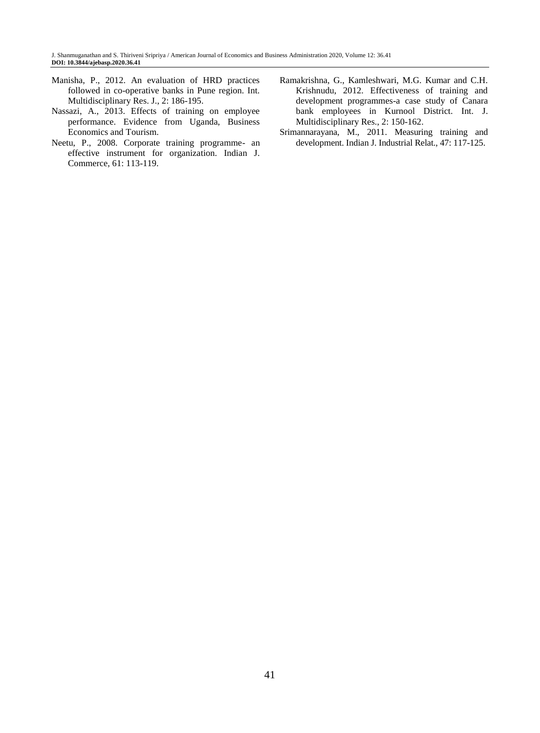Manisha, P., 2012. An evaluation of HRD practices followed in co-operative banks in Pune region. Int. Multidisciplinary Res. J., 2: 186-195.

Nassazi, A., 2013. Effects of training on employee performance. Evidence from Uganda, Business Economics and Tourism.

Neetu, P., 2008. Corporate training programme- an effective instrument for organization. Indian J. Commerce, 61: 113-119.

Ramakrishna, G., Kamleshwari, M.G. Kumar and C.H. Krishnudu, 2012. Effectiveness of training and development programmes-a case study of Canara bank employees in Kurnool District. Int. J. Multidisciplinary Res., 2: 150-162.

Srimannarayana, M., 2011. Measuring training and development. Indian J. Industrial Relat., 47: 117-125.